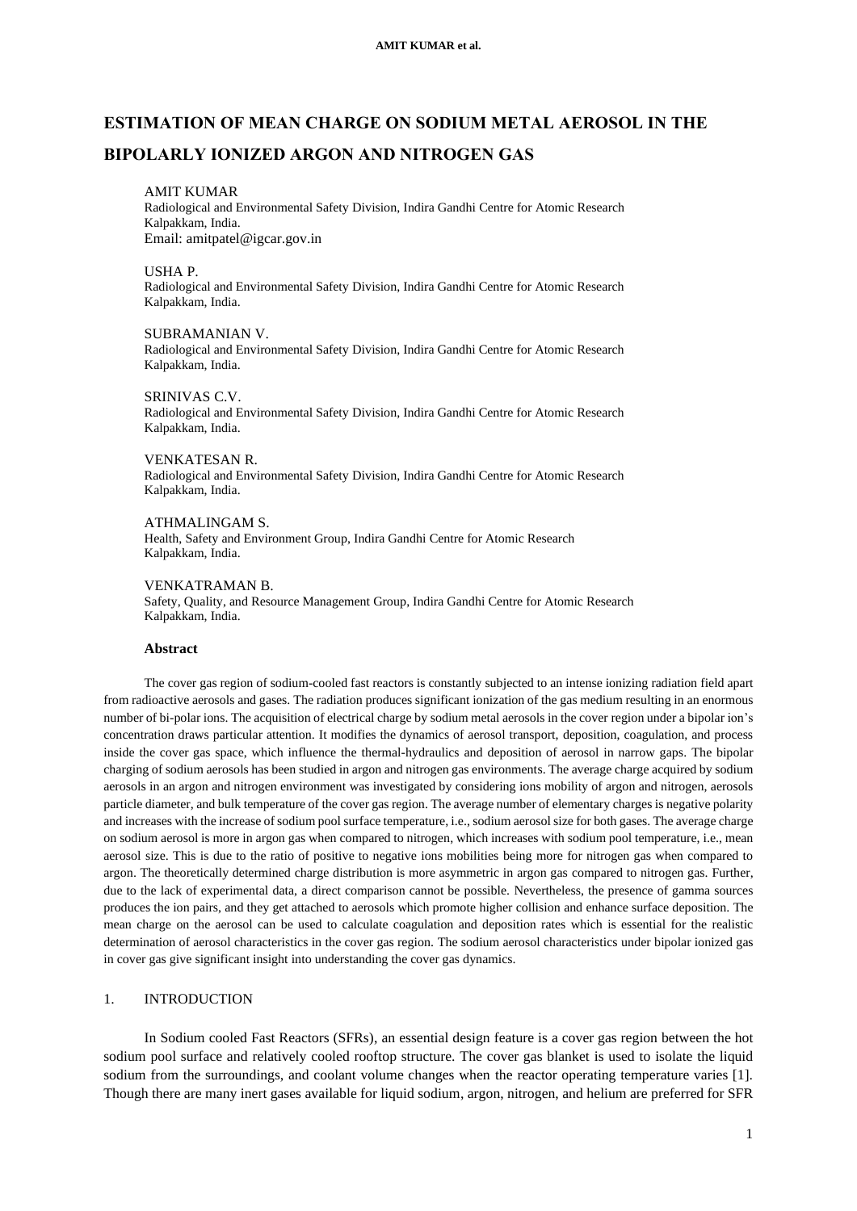# ESTIMATION OF MEAN CHARGE ON SODIUM METAL AEROSOL IN THE BIPOLARLY IONIZED ARGON AND NITROGEN GAS

AMIT KUMAR
Radiological and Environmental Safety Division, Indira Gandhi Centre for Atomic Research
Kalpakkam, India.
Email: amitpatel@igcar.gov.in

USHA P.
Radiological and Environmental Safety Division, Indira Gandhi Centre for Atomic Research
Kalpakkam, India.

SUBRAMANIAN V.
Radiological and Environmental Safety Division, Indira Gandhi Centre for Atomic Research
Kalpakkam, India.

SRINIVAS C.V.
Radiological and Environmental Safety Division, Indira Gandhi Centre for Atomic Research
Kalpakkam, India.

VENKATESAN R.
Radiological and Environmental Safety Division, Indira Gandhi Centre for Atomic Research
Kalpakkam, India.

ATHMALINGAM S.
Health, Safety and Environment Group, Indira Gandhi Centre for Atomic Research
Kalpakkam, India.

VENKATRAMAN B.
Safety, Quality, and Resource Management Group, Indira Gandhi Centre for Atomic Research
Kalpakkam, India.

**Abstract**

The cover gas region of sodium-cooled fast reactors is constantly subjected to an intense ionizing radiation field apart from radioactive aerosols and gases. The radiation produces significant ionization of the gas medium resulting in an enormous number of bi-polar ions. The acquisition of electrical charge by sodium metal aerosols in the cover region under a bipolar ion's concentration draws particular attention. It modifies the dynamics of aerosol transport, deposition, coagulation, and process inside the cover gas space, which influence the thermal-hydraulics and deposition of aerosol in narrow gaps. The bipolar charging of sodium aerosols has been studied in argon and nitrogen gas environments. The average charge acquired by sodium aerosols in an argon and nitrogen environment was investigated by considering ions mobility of argon and nitrogen, aerosols particle diameter, and bulk temperature of the cover gas region. The average number of elementary charges is negative polarity and increases with the increase of sodium pool surface temperature, i.e., sodium aerosol size for both gases. The average charge on sodium aerosol is more in argon gas when compared to nitrogen, which increases with sodium pool temperature, i.e., mean aerosol size. This is due to the ratio of positive to negative ions mobilities being more for nitrogen gas when compared to argon. The theoretically determined charge distribution is more asymmetric in argon gas compared to nitrogen gas. Further, due to the lack of experimental data, a direct comparison cannot be possible. Nevertheless, the presence of gamma sources produces the ion pairs, and they get attached to aerosols which promote higher collision and enhance surface deposition. The mean charge on the aerosol can be used to calculate coagulation and deposition rates which is essential for the realistic determination of aerosol characteristics in the cover gas region. The sodium aerosol characteristics under bipolar ionized gas in cover gas give significant insight into understanding the cover gas dynamics.

## 1. INTRODUCTION

In Sodium cooled Fast Reactors (SFRs), an essential design feature is a cover gas region between the hot sodium pool surface and relatively cooled rooftop structure. The cover gas blanket is used to isolate the liquid sodium from the surroundings, and coolant volume changes when the reactor operating temperature varies [1]. Though there are many inert gases available for liquid sodium, argon, nitrogen, and helium are preferred for SFR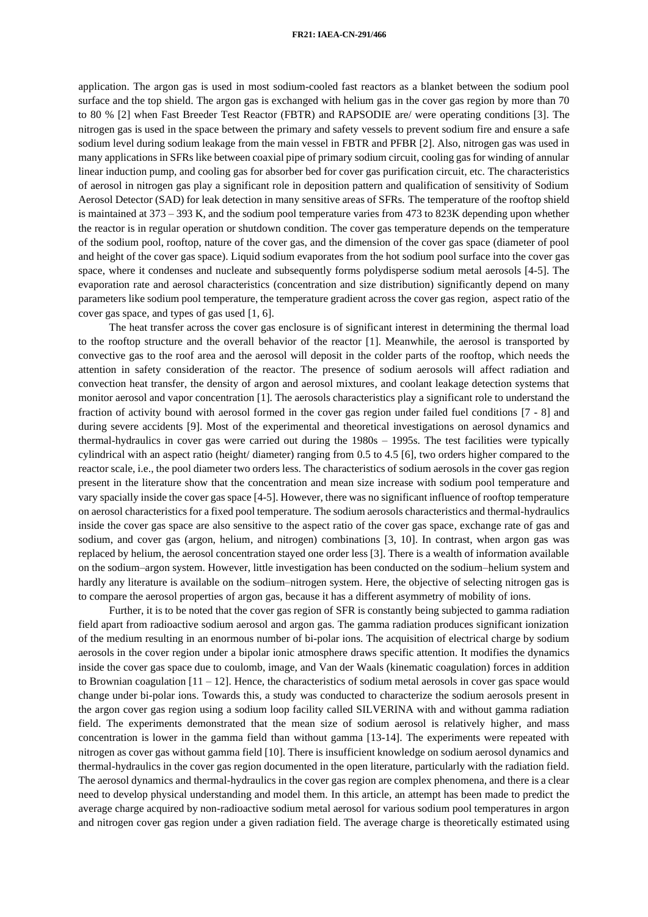application. The argon gas is used in most sodium-cooled fast reactors as a blanket between the sodium pool surface and the top shield. The argon gas is exchanged with helium gas in the cover gas region by more than 70 to 80 % [2] when Fast Breeder Test Reactor (FBTR) and RAPSODIE are/ were operating conditions [3]. The nitrogen gas is used in the space between the primary and safety vessels to prevent sodium fire and ensure a safe sodium level during sodium leakage from the main vessel in FBTR and PFBR [2]. Also, nitrogen gas was used in many applications in SFRs like between coaxial pipe of primary sodium circuit, cooling gas for winding of annular linear induction pump, and cooling gas for absorber bed for cover gas purification circuit, etc. The characteristics of aerosol in nitrogen gas play a significant role in deposition pattern and qualification of sensitivity of Sodium Aerosol Detector (SAD) for leak detection in many sensitive areas of SFRs. The temperature of the rooftop shield is maintained at 373 – 393 K, and the sodium pool temperature varies from 473 to 823K depending upon whether the reactor is in regular operation or shutdown condition. The cover gas temperature depends on the temperature of the sodium pool, rooftop, nature of the cover gas, and the dimension of the cover gas space (diameter of pool and height of the cover gas space). Liquid sodium evaporates from the hot sodium pool surface into the cover gas space, where it condenses and nucleate and subsequently forms polydisperse sodium metal aerosols [4-5]. The evaporation rate and aerosol characteristics (concentration and size distribution) significantly depend on many parameters like sodium pool temperature, the temperature gradient across the cover gas region, aspect ratio of the cover gas space, and types of gas used [1, 6].

The heat transfer across the cover gas enclosure is of significant interest in determining the thermal load to the rooftop structure and the overall behavior of the reactor [1]. Meanwhile, the aerosol is transported by convective gas to the roof area and the aerosol will deposit in the colder parts of the rooftop, which needs the attention in safety consideration of the reactor. The presence of sodium aerosols will affect radiation and convection heat transfer, the density of argon and aerosol mixtures, and coolant leakage detection systems that monitor aerosol and vapor concentration [1]. The aerosols characteristics play a significant role to understand the fraction of activity bound with aerosol formed in the cover gas region under failed fuel conditions [7 - 8] and during severe accidents [9]. Most of the experimental and theoretical investigations on aerosol dynamics and thermal-hydraulics in cover gas were carried out during the 1980s – 1995s. The test facilities were typically cylindrical with an aspect ratio (height/ diameter) ranging from 0.5 to 4.5 [6], two orders higher compared to the reactor scale, i.e., the pool diameter two orders less. The characteristics of sodium aerosols in the cover gas region present in the literature show that the concentration and mean size increase with sodium pool temperature and vary spacially inside the cover gas space [4-5]. However, there was no significant influence of rooftop temperature on aerosol characteristics for a fixed pool temperature. The sodium aerosols characteristics and thermal-hydraulics inside the cover gas space are also sensitive to the aspect ratio of the cover gas space, exchange rate of gas and sodium, and cover gas (argon, helium, and nitrogen) combinations [3, 10]. In contrast, when argon gas was replaced by helium, the aerosol concentration stayed one order less [3]. There is a wealth of information available on the sodium–argon system. However, little investigation has been conducted on the sodium–helium system and hardly any literature is available on the sodium–nitrogen system. Here, the objective of selecting nitrogen gas is to compare the aerosol properties of argon gas, because it has a different asymmetry of mobility of ions.

Further, it is to be noted that the cover gas region of SFR is constantly being subjected to gamma radiation field apart from radioactive sodium aerosol and argon gas. The gamma radiation produces significant ionization of the medium resulting in an enormous number of bi-polar ions. The acquisition of electrical charge by sodium aerosols in the cover region under a bipolar ionic atmosphere draws specific attention. It modifies the dynamics inside the cover gas space due to coulomb, image, and Van der Waals (kinematic coagulation) forces in addition to Brownian coagulation [11 – 12]. Hence, the characteristics of sodium metal aerosols in cover gas space would change under bi-polar ions. Towards this, a study was conducted to characterize the sodium aerosols present in the argon cover gas region using a sodium loop facility called SILVERINA with and without gamma radiation field. The experiments demonstrated that the mean size of sodium aerosol is relatively higher, and mass concentration is lower in the gamma field than without gamma [13-14]. The experiments were repeated with nitrogen as cover gas without gamma field [10]. There is insufficient knowledge on sodium aerosol dynamics and thermal-hydraulics in the cover gas region documented in the open literature, particularly with the radiation field. The aerosol dynamics and thermal-hydraulics in the cover gas region are complex phenomena, and there is a clear need to develop physical understanding and model them. In this article, an attempt has been made to predict the average charge acquired by non-radioactive sodium metal aerosol for various sodium pool temperatures in argon and nitrogen cover gas region under a given radiation field. The average charge is theoretically estimated using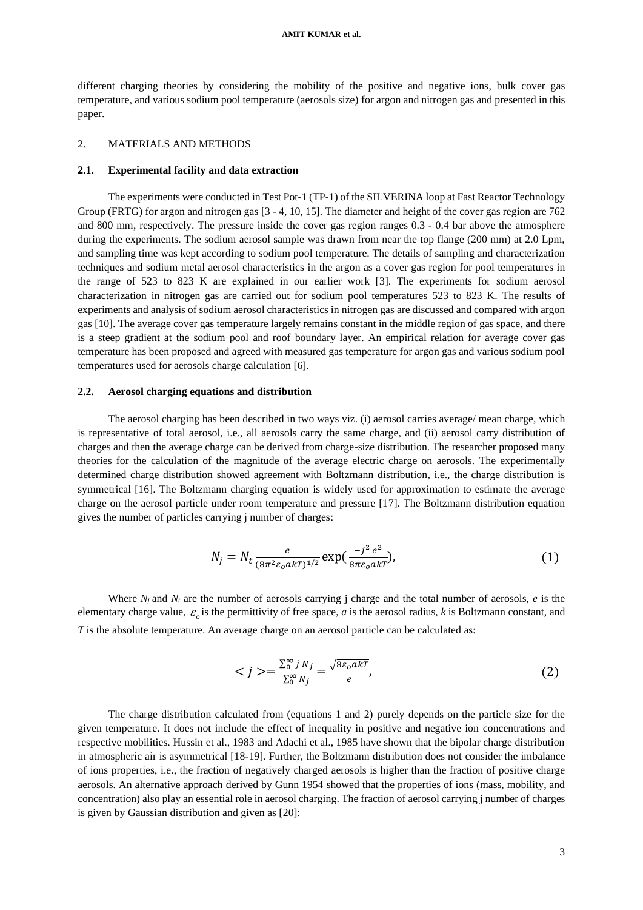different charging theories by considering the mobility of the positive and negative ions, bulk cover gas temperature, and various sodium pool temperature (aerosols size) for argon and nitrogen gas and presented in this paper.

## 2. MATERIALS AND METHODS

### 2.1. Experimental facility and data extraction

The experiments were conducted in Test Pot-1 (TP-1) of the SILVERINA loop at Fast Reactor Technology Group (FRTG) for argon and nitrogen gas [3 - 4, 10, 15]. The diameter and height of the cover gas region are 762 and 800 mm, respectively. The pressure inside the cover gas region ranges 0.3 - 0.4 bar above the atmosphere during the experiments. The sodium aerosol sample was drawn from near the top flange (200 mm) at 2.0 Lpm, and sampling time was kept according to sodium pool temperature. The details of sampling and characterization techniques and sodium metal aerosol characteristics in the argon as a cover gas region for pool temperatures in the range of 523 to 823 K are explained in our earlier work [3]. The experiments for sodium aerosol characterization in nitrogen gas are carried out for sodium pool temperatures 523 to 823 K. The results of experiments and analysis of sodium aerosol characteristics in nitrogen gas are discussed and compared with argon gas [10]. The average cover gas temperature largely remains constant in the middle region of gas space, and there is a steep gradient at the sodium pool and roof boundary layer. An empirical relation for average cover gas temperature has been proposed and agreed with measured gas temperature for argon gas and various sodium pool temperatures used for aerosols charge calculation [6].

### 2.2. Aerosol charging equations and distribution

The aerosol charging has been described in two ways viz. (i) aerosol carries average/ mean charge, which is representative of total aerosol, i.e., all aerosols carry the same charge, and (ii) aerosol carry distribution of charges and then the average charge can be derived from charge-size distribution. The researcher proposed many theories for the calculation of the magnitude of the average electric charge on aerosols. The experimentally determined charge distribution showed agreement with Boltzmann distribution, i.e., the charge distribution is symmetrical [16]. The Boltzmann charging equation is widely used for approximation to estimate the average charge on the aerosol particle under room temperature and pressure [17]. The Boltzmann distribution equation gives the number of particles carrying j number of charges:

$$N_j = N_t \frac{e}{(8\pi^2 \varepsilon_o akT)^{1/2}} \exp\left(\frac{-j^2 e^2}{8\pi\varepsilon_o akT}\right), \tag{1}$$

Where $N_j$ and $N_t$ are the number of aerosols carrying j charge and the total number of aerosols, $e$ is the elementary charge value, $\varepsilon_o$ is the permittivity of free space, $a$ is the aerosol radius, $k$ is Boltzmann constant, and $T$ is the absolute temperature. An average charge on an aerosol particle can be calculated as:

$$< j > = \frac{\sum_0^\infty j\, N_j}{\sum_0^\infty N_j} = \frac{\sqrt{8\varepsilon_o akT}}{e}, \tag{2}$$

The charge distribution calculated from (equations 1 and 2) purely depends on the particle size for the given temperature. It does not include the effect of inequality in positive and negative ion concentrations and respective mobilities. Hussin et al., 1983 and Adachi et al., 1985 have shown that the bipolar charge distribution in atmospheric air is asymmetrical [18-19]. Further, the Boltzmann distribution does not consider the imbalance of ions properties, i.e., the fraction of negatively charged aerosols is higher than the fraction of positive charge aerosols. An alternative approach derived by Gunn 1954 showed that the properties of ions (mass, mobility, and concentration) also play an essential role in aerosol charging. The fraction of aerosol carrying j number of charges is given by Gaussian distribution and given as [20]: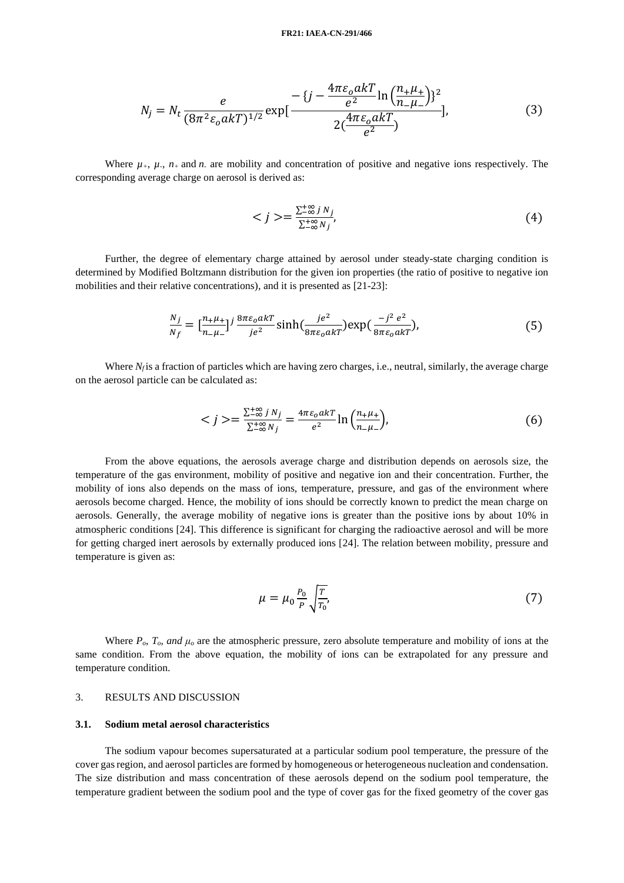$$N_j = N_t \frac{e}{(8\pi^2 \varepsilon_o akT)^{1/2}} \exp[\frac{-\{j - \frac{4\pi\varepsilon_o akT}{e^2} \ln\left(\frac{n_+\mu_+}{n_-\mu_-}\right)\}^2}{2(\frac{4\pi\varepsilon_o akT}{e^2})}], \tag{3}$$

Where $\mu_+$, $\mu_-$, $n_+$ and $n_-$ are mobility and concentration of positive and negative ions respectively. The corresponding average charge on aerosol is derived as:

$$< j >= \frac{\sum_{-\infty}^{+\infty} j\, N_j}{\sum_{-\infty}^{+\infty} N_j}, \tag{4}$$

Further, the degree of elementary charge attained by aerosol under steady-state charging condition is determined by Modified Boltzmann distribution for the given ion properties (the ratio of positive to negative ion mobilities and their relative concentrations), and it is presented as [21-23]:

$$\frac{N_j}{N_f} = [\frac{n_+\mu_+}{n_-\mu_-}]^j \frac{8\pi\varepsilon_o akT}{je^2} \sinh(\frac{je^2}{8\pi\varepsilon_o akT}) \exp(\frac{-j^2\, e^2}{8\pi\varepsilon_o akT}), \tag{5}$$

Where $N_f$ is a fraction of particles which are having zero charges, i.e., neutral, similarly, the average charge on the aerosol particle can be calculated as:

$$< j >= \frac{\sum_{-\infty}^{+\infty} j\, N_j}{\sum_{-\infty}^{+\infty} N_j} = \frac{4\pi\varepsilon_o akT}{e^2} \ln\left(\frac{n_+\mu_+}{n_-\mu_-}\right), \tag{6}$$

From the above equations, the aerosols average charge and distribution depends on aerosols size, the temperature of the gas environment, mobility of positive and negative ion and their concentration. Further, the mobility of ions also depends on the mass of ions, temperature, pressure, and gas of the environment where aerosols become charged. Hence, the mobility of ions should be correctly known to predict the mean charge on aerosols. Generally, the average mobility of negative ions is greater than the positive ions by about 10% in atmospheric conditions [24]. This difference is significant for charging the radioactive aerosol and will be more for getting charged inert aerosols by externally produced ions [24]. The relation between mobility, pressure and temperature is given as:

$$\mu = \mu_0 \frac{P_0}{P} \sqrt{\frac{T}{T_0}}, \tag{7}$$

Where $P_o$, $T_o$, *and* $\mu_o$ are the atmospheric pressure, zero absolute temperature and mobility of ions at the same condition. From the above equation, the mobility of ions can be extrapolated for any pressure and temperature condition.

## 3. RESULTS AND DISCUSSION

### 3.1. Sodium metal aerosol characteristics

The sodium vapour becomes supersaturated at a particular sodium pool temperature, the pressure of the cover gas region, and aerosol particles are formed by homogeneous or heterogeneous nucleation and condensation. The size distribution and mass concentration of these aerosols depend on the sodium pool temperature, the temperature gradient between the sodium pool and the type of cover gas for the fixed geometry of the cover gas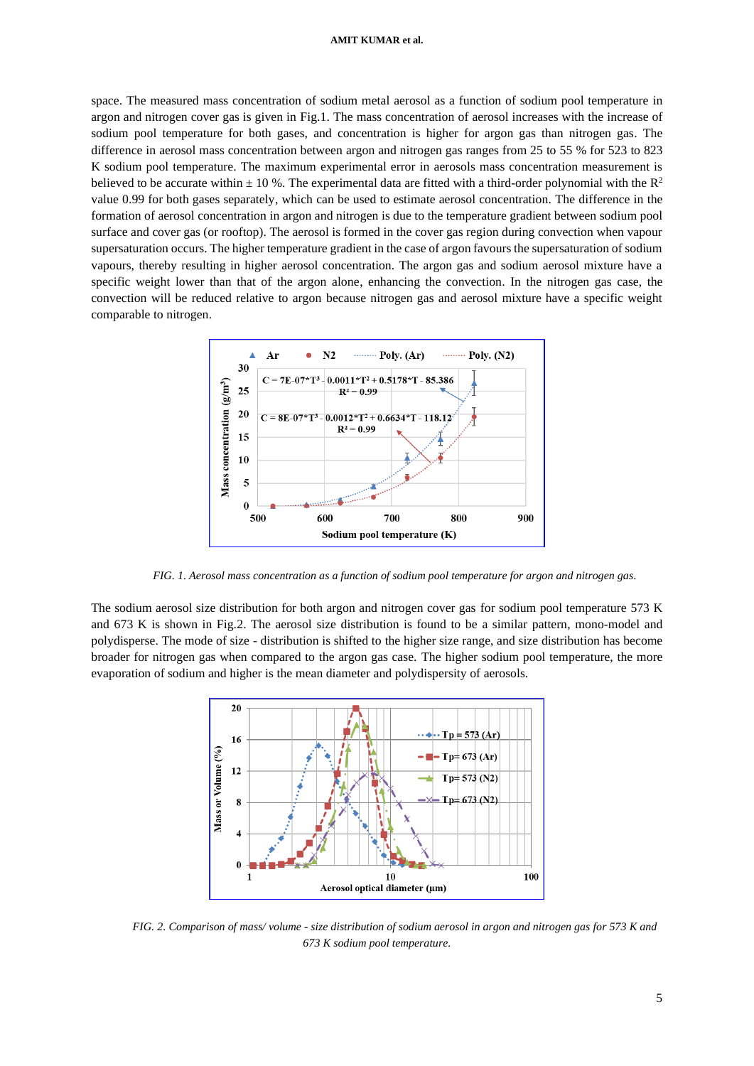space. The measured mass concentration of sodium metal aerosol as a function of sodium pool temperature in argon and nitrogen cover gas is given in Fig.1. The mass concentration of aerosol increases with the increase of sodium pool temperature for both gases, and concentration is higher for argon gas than nitrogen gas. The difference in aerosol mass concentration between argon and nitrogen gas ranges from 25 to 55 % for 523 to 823 K sodium pool temperature. The maximum experimental error in aerosols mass concentration measurement is believed to be accurate within ± 10 %. The experimental data are fitted with a third-order polynomial with the $R^2$ value 0.99 for both gases separately, which can be used to estimate aerosol concentration. The difference in the formation of aerosol concentration in argon and nitrogen is due to the temperature gradient between sodium pool surface and cover gas (or rooftop). The aerosol is formed in the cover gas region during convection when vapour supersaturation occurs. The higher temperature gradient in the case of argon favours the supersaturation of sodium vapours, thereby resulting in higher aerosol concentration. The argon gas and sodium aerosol mixture have a specific weight lower than that of the argon alone, enhancing the convection. In the nitrogen gas case, the convection will be reduced relative to argon because nitrogen gas and aerosol mixture have a specific weight comparable to nitrogen.

*FIG. 1. Aerosol mass concentration as a function of sodium pool temperature for argon and nitrogen gas.*

The sodium aerosol size distribution for both argon and nitrogen cover gas for sodium pool temperature 573 K and 673 K is shown in Fig.2. The aerosol size distribution is found to be a similar pattern, mono-model and polydisperse. The mode of size - distribution is shifted to the higher size range, and size distribution has become broader for nitrogen gas when compared to the argon gas case. The higher sodium pool temperature, the more evaporation of sodium and higher is the mean diameter and polydispersity of aerosols.

*FIG. 2. Comparison of mass/ volume - size distribution of sodium aerosol in argon and nitrogen gas for 573 K and 673 K sodium pool temperature.*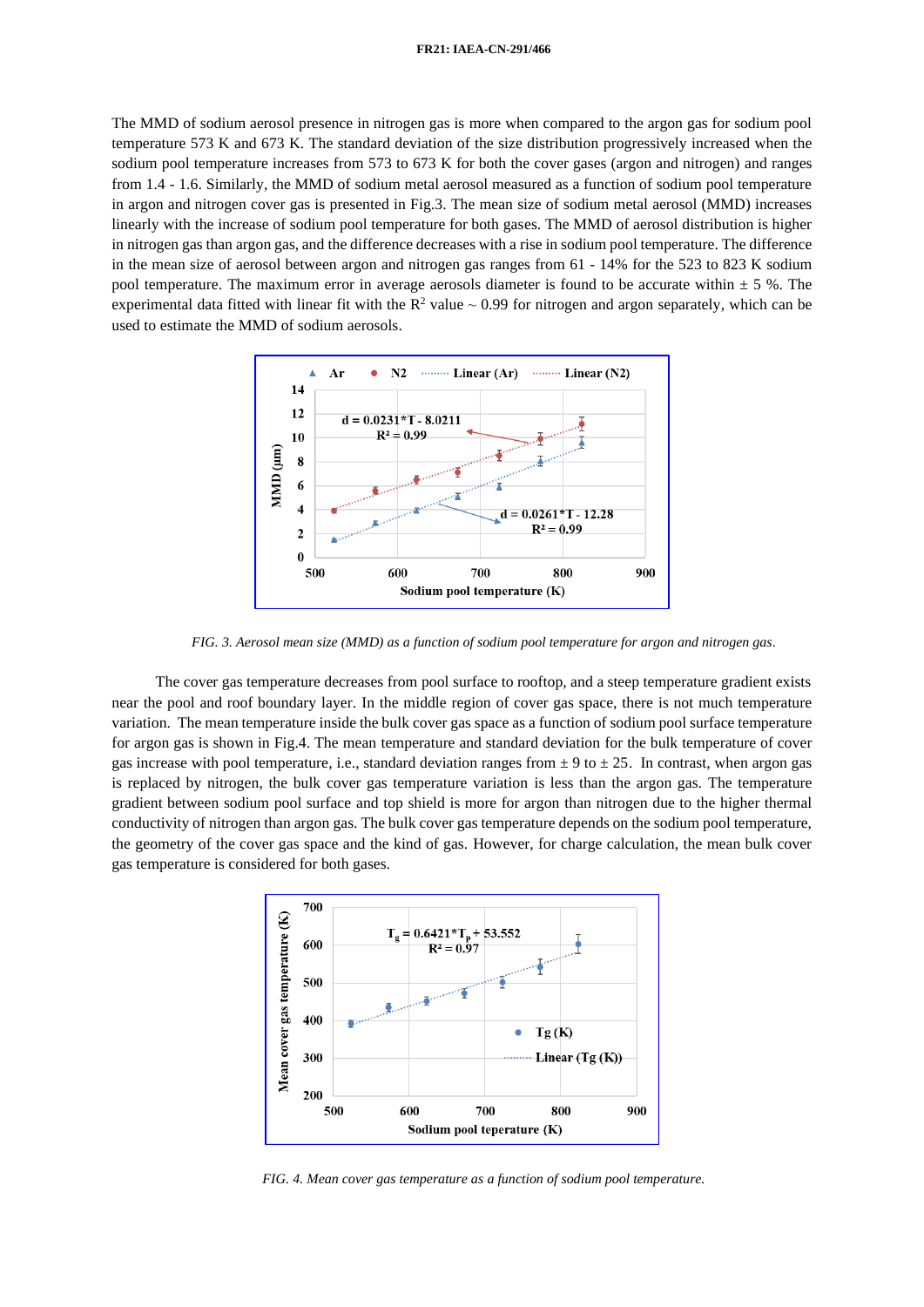The MMD of sodium aerosol presence in nitrogen gas is more when compared to the argon gas for sodium pool temperature 573 K and 673 K. The standard deviation of the size distribution progressively increased when the sodium pool temperature increases from 573 to 673 K for both the cover gases (argon and nitrogen) and ranges from 1.4 - 1.6. Similarly, the MMD of sodium metal aerosol measured as a function of sodium pool temperature in argon and nitrogen cover gas is presented in Fig.3. The mean size of sodium metal aerosol (MMD) increases linearly with the increase of sodium pool temperature for both gases. The MMD of aerosol distribution is higher in nitrogen gas than argon gas, and the difference decreases with a rise in sodium pool temperature. The difference in the mean size of aerosol between argon and nitrogen gas ranges from 61 - 14% for the 523 to 823 K sodium pool temperature. The maximum error in average aerosols diameter is found to be accurate within ± 5 %. The experimental data fitted with linear fit with the $R^2$ value ~ 0.99 for nitrogen and argon separately, which can be used to estimate the MMD of sodium aerosols.

*FIG. 3. Aerosol mean size (MMD) as a function of sodium pool temperature for argon and nitrogen gas.*

The cover gas temperature decreases from pool surface to rooftop, and a steep temperature gradient exists near the pool and roof boundary layer. In the middle region of cover gas space, there is not much temperature variation. The mean temperature inside the bulk cover gas space as a function of sodium pool surface temperature for argon gas is shown in Fig.4. The mean temperature and standard deviation for the bulk temperature of cover gas increase with pool temperature, i.e., standard deviation ranges from ± 9 to ± 25. In contrast, when argon gas is replaced by nitrogen, the bulk cover gas temperature variation is less than the argon gas. The temperature gradient between sodium pool surface and top shield is more for argon than nitrogen due to the higher thermal conductivity of nitrogen than argon gas. The bulk cover gas temperature depends on the sodium pool temperature, the geometry of the cover gas space and the kind of gas. However, for charge calculation, the mean bulk cover gas temperature is considered for both gases.

*FIG. 4. Mean cover gas temperature as a function of sodium pool temperature.*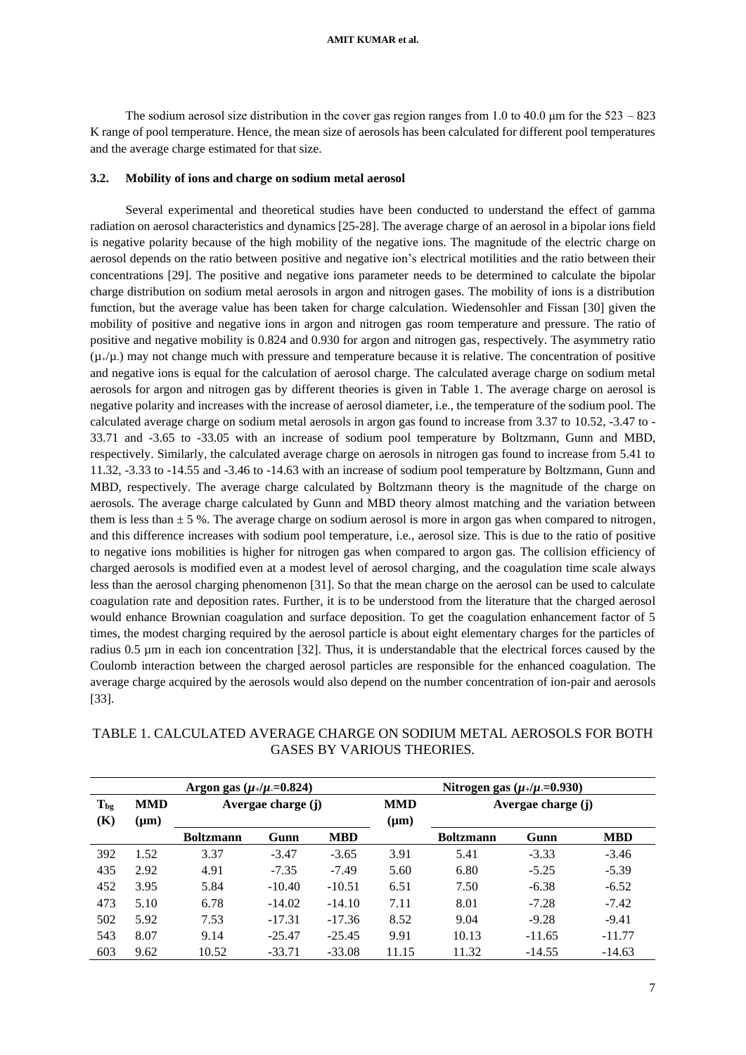The sodium aerosol size distribution in the cover gas region ranges from 1.0 to 40.0 μm for the 523 – 823 K range of pool temperature. Hence, the mean size of aerosols has been calculated for different pool temperatures and the average charge estimated for that size.

### 3.2. Mobility of ions and charge on sodium metal aerosol

Several experimental and theoretical studies have been conducted to understand the effect of gamma radiation on aerosol characteristics and dynamics [25-28]. The average charge of an aerosol in a bipolar ions field is negative polarity because of the high mobility of the negative ions. The magnitude of the electric charge on aerosol depends on the ratio between positive and negative ion's electrical motilities and the ratio between their concentrations [29]. The positive and negative ions parameter needs to be determined to calculate the bipolar charge distribution on sodium metal aerosols in argon and nitrogen gases. The mobility of ions is a distribution function, but the average value has been taken for charge calculation. Wiedensohler and Fissan [30] given the mobility of positive and negative ions in argon and nitrogen gas room temperature and pressure. The ratio of positive and negative mobility is 0.824 and 0.930 for argon and nitrogen gas, respectively. The asymmetry ratio ($\mu_+/\mu_-$) may not change much with pressure and temperature because it is relative. The concentration of positive and negative ions is equal for the calculation of aerosol charge. The calculated average charge on sodium metal aerosols for argon and nitrogen gas by different theories is given in Table 1. The average charge on aerosol is negative polarity and increases with the increase of aerosol diameter, i.e., the temperature of the sodium pool. The calculated average charge on sodium metal aerosols in argon gas found to increase from 3.37 to 10.52, -3.47 to -33.71 and -3.65 to -33.05 with an increase of sodium pool temperature by Boltzmann, Gunn and MBD, respectively. Similarly, the calculated average charge on aerosols in nitrogen gas found to increase from 5.41 to 11.32, -3.33 to -14.55 and -3.46 to -14.63 with an increase of sodium pool temperature by Boltzmann, Gunn and MBD, respectively. The average charge calculated by Boltzmann theory is the magnitude of the charge on aerosols. The average charge calculated by Gunn and MBD theory almost matching and the variation between them is less than ± 5 %. The average charge on sodium aerosol is more in argon gas when compared to nitrogen, and this difference increases with sodium pool temperature, i.e., aerosol size. This is due to the ratio of positive to negative ions mobilities is higher for nitrogen gas when compared to argon gas. The collision efficiency of charged aerosols is modified even at a modest level of aerosol charging, and the coagulation time scale always less than the aerosol charging phenomenon [31]. So that the mean charge on the aerosol can be used to calculate coagulation rate and deposition rates. Further, it is to be understood from the literature that the charged aerosol would enhance Brownian coagulation and surface deposition. To get the coagulation enhancement factor of 5 times, the modest charging required by the aerosol particle is about eight elementary charges for the particles of radius 0.5 μm in each ion concentration [32]. Thus, it is understandable that the electrical forces caused by the Coulomb interaction between the charged aerosol particles are responsible for the enhanced coagulation. The average charge acquired by the aerosols would also depend on the number concentration of ion-pair and aerosols [33].

TABLE 1. CALCULATED AVERAGE CHARGE ON SODIUM METAL AEROSOLS FOR BOTH GASES BY VARIOUS THEORIES.

| | Argon gas ($\mu_+/\mu_-$=0.824) | | | | Nitrogen gas ($\mu_+/\mu_-$=0.930) | | | |
|---|---|---|---|---|---|---|---|---|
| $T_{bg}$ (K) | MMD (μm) | Avergae charge (j) | | | MMD (μm) | Avergae charge (j) | | |
| | | Boltzmann | Gunn | MBD | | Boltzmann | Gunn | MBD |
| 392 | 1.52 | 3.37 | -3.47 | -3.65 | 3.91 | 5.41 | -3.33 | -3.46 |
| 435 | 2.92 | 4.91 | -7.35 | -7.49 | 5.60 | 6.80 | -5.25 | -5.39 |
| 452 | 3.95 | 5.84 | -10.40 | -10.51 | 6.51 | 7.50 | -6.38 | -6.52 |
| 473 | 5.10 | 6.78 | -14.02 | -14.10 | 7.11 | 8.01 | -7.28 | -7.42 |
| 502 | 5.92 | 7.53 | -17.31 | -17.36 | 8.52 | 9.04 | -9.28 | -9.41 |
| 543 | 8.07 | 9.14 | -25.47 | -25.45 | 9.91 | 10.13 | -11.65 | -11.77 |
| 603 | 9.62 | 10.52 | -33.71 | -33.08 | 11.15 | 11.32 | -14.55 | -14.63 |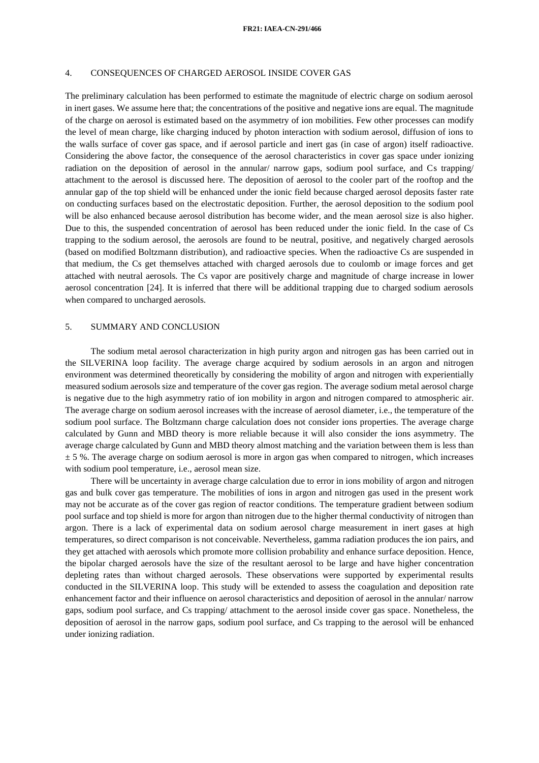## 4. CONSEQUENCES OF CHARGED AEROSOL INSIDE COVER GAS

The preliminary calculation has been performed to estimate the magnitude of electric charge on sodium aerosol in inert gases. We assume here that; the concentrations of the positive and negative ions are equal. The magnitude of the charge on aerosol is estimated based on the asymmetry of ion mobilities. Few other processes can modify the level of mean charge, like charging induced by photon interaction with sodium aerosol, diffusion of ions to the walls surface of cover gas space, and if aerosol particle and inert gas (in case of argon) itself radioactive. Considering the above factor, the consequence of the aerosol characteristics in cover gas space under ionizing radiation on the deposition of aerosol in the annular/ narrow gaps, sodium pool surface, and Cs trapping/ attachment to the aerosol is discussed here. The deposition of aerosol to the cooler part of the rooftop and the annular gap of the top shield will be enhanced under the ionic field because charged aerosol deposits faster rate on conducting surfaces based on the electrostatic deposition. Further, the aerosol deposition to the sodium pool will be also enhanced because aerosol distribution has become wider, and the mean aerosol size is also higher. Due to this, the suspended concentration of aerosol has been reduced under the ionic field. In the case of Cs trapping to the sodium aerosol, the aerosols are found to be neutral, positive, and negatively charged aerosols (based on modified Boltzmann distribution), and radioactive species. When the radioactive Cs are suspended in that medium, the Cs get themselves attached with charged aerosols due to coulomb or image forces and get attached with neutral aerosols. The Cs vapor are positively charge and magnitude of charge increase in lower aerosol concentration [24]. It is inferred that there will be additional trapping due to charged sodium aerosols when compared to uncharged aerosols.

## 5. SUMMARY AND CONCLUSION

The sodium metal aerosol characterization in high purity argon and nitrogen gas has been carried out in the SILVERINA loop facility. The average charge acquired by sodium aerosols in an argon and nitrogen environment was determined theoretically by considering the mobility of argon and nitrogen with experientially measured sodium aerosols size and temperature of the cover gas region. The average sodium metal aerosol charge is negative due to the high asymmetry ratio of ion mobility in argon and nitrogen compared to atmospheric air. The average charge on sodium aerosol increases with the increase of aerosol diameter, i.e., the temperature of the sodium pool surface. The Boltzmann charge calculation does not consider ions properties. The average charge calculated by Gunn and MBD theory is more reliable because it will also consider the ions asymmetry. The average charge calculated by Gunn and MBD theory almost matching and the variation between them is less than ± 5 %. The average charge on sodium aerosol is more in argon gas when compared to nitrogen, which increases with sodium pool temperature, i.e., aerosol mean size.

There will be uncertainty in average charge calculation due to error in ions mobility of argon and nitrogen gas and bulk cover gas temperature. The mobilities of ions in argon and nitrogen gas used in the present work may not be accurate as of the cover gas region of reactor conditions. The temperature gradient between sodium pool surface and top shield is more for argon than nitrogen due to the higher thermal conductivity of nitrogen than argon. There is a lack of experimental data on sodium aerosol charge measurement in inert gases at high temperatures, so direct comparison is not conceivable. Nevertheless, gamma radiation produces the ion pairs, and they get attached with aerosols which promote more collision probability and enhance surface deposition. Hence, the bipolar charged aerosols have the size of the resultant aerosol to be large and have higher concentration depleting rates than without charged aerosols. These observations were supported by experimental results conducted in the SILVERINA loop. This study will be extended to assess the coagulation and deposition rate enhancement factor and their influence on aerosol characteristics and deposition of aerosol in the annular/ narrow gaps, sodium pool surface, and Cs trapping/ attachment to the aerosol inside cover gas space. Nonetheless, the deposition of aerosol in the narrow gaps, sodium pool surface, and Cs trapping to the aerosol will be enhanced under ionizing radiation.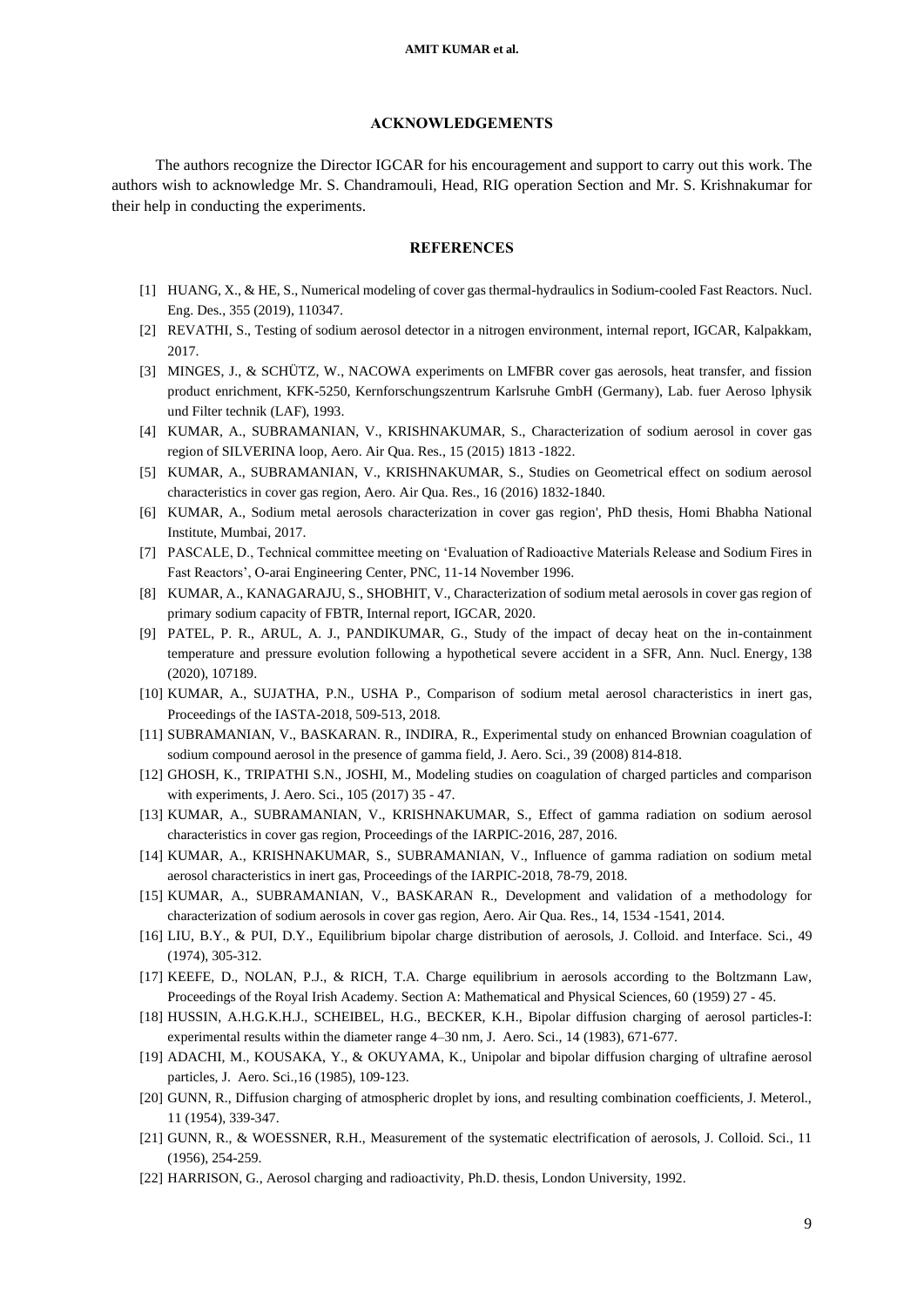## ACKNOWLEDGEMENTS

The authors recognize the Director IGCAR for his encouragement and support to carry out this work. The authors wish to acknowledge Mr. S. Chandramouli, Head, RIG operation Section and Mr. S. Krishnakumar for their help in conducting the experiments.

## REFERENCES

[1] HUANG, X., & HE, S., Numerical modeling of cover gas thermal-hydraulics in Sodium-cooled Fast Reactors. Nucl. Eng. Des., 355 (2019), 110347.

[2] REVATHI, S., Testing of sodium aerosol detector in a nitrogen environment, internal report, IGCAR, Kalpakkam, 2017.

[3] MINGES, J., & SCHÜTZ, W., NACOWA experiments on LMFBR cover gas aerosols, heat transfer, and fission product enrichment, KFK-5250, Kernforschungszentrum Karlsruhe GmbH (Germany), Lab. fuer Aeroso lphysik und Filter technik (LAF), 1993.

[4] KUMAR, A., SUBRAMANIAN, V., KRISHNAKUMAR, S., Characterization of sodium aerosol in cover gas region of SILVERINA loop, Aero. Air Qua. Res., 15 (2015) 1813 -1822.

[5] KUMAR, A., SUBRAMANIAN, V., KRISHNAKUMAR, S., Studies on Geometrical effect on sodium aerosol characteristics in cover gas region, Aero. Air Qua. Res., 16 (2016) 1832-1840.

[6] KUMAR, A., Sodium metal aerosols characterization in cover gas region', PhD thesis, Homi Bhabha National Institute, Mumbai, 2017.

[7] PASCALE, D., Technical committee meeting on 'Evaluation of Radioactive Materials Release and Sodium Fires in Fast Reactors', O-arai Engineering Center, PNC, 11-14 November 1996.

[8] KUMAR, A., KANAGARAJU, S., SHOBHIT, V., Characterization of sodium metal aerosols in cover gas region of primary sodium capacity of FBTR, Internal report, IGCAR, 2020.

[9] PATEL, P. R., ARUL, A. J., PANDIKUMAR, G., Study of the impact of decay heat on the in-containment temperature and pressure evolution following a hypothetical severe accident in a SFR, Ann. Nucl. Energy, 138 (2020), 107189.

[10] KUMAR, A., SUJATHA, P.N., USHA P., Comparison of sodium metal aerosol characteristics in inert gas, Proceedings of the IASTA-2018, 509-513, 2018.

[11] SUBRAMANIAN, V., BASKARAN. R., INDIRA, R., Experimental study on enhanced Brownian coagulation of sodium compound aerosol in the presence of gamma field, J. Aero. Sci., 39 (2008) 814-818.

[12] GHOSH, K., TRIPATHI S.N., JOSHI, M., Modeling studies on coagulation of charged particles and comparison with experiments, J. Aero. Sci., 105 (2017) 35 - 47.

[13] KUMAR, A., SUBRAMANIAN, V., KRISHNAKUMAR, S., Effect of gamma radiation on sodium aerosol characteristics in cover gas region, Proceedings of the IARPIC-2016, 287, 2016.

[14] KUMAR, A., KRISHNAKUMAR, S., SUBRAMANIAN, V., Influence of gamma radiation on sodium metal aerosol characteristics in inert gas, Proceedings of the IARPIC-2018, 78-79, 2018.

[15] KUMAR, A., SUBRAMANIAN, V., BASKARAN R., Development and validation of a methodology for characterization of sodium aerosols in cover gas region, Aero. Air Qua. Res., 14, 1534 -1541, 2014.

[16] LIU, B.Y., & PUI, D.Y., Equilibrium bipolar charge distribution of aerosols, J. Colloid. and Interface. Sci., 49 (1974), 305-312.

[17] KEEFE, D., NOLAN, P.J., & RICH, T.A. Charge equilibrium in aerosols according to the Boltzmann Law, Proceedings of the Royal Irish Academy. Section A: Mathematical and Physical Sciences, 60 (1959) 27 - 45.

[18] HUSSIN, A.H.G.K.H.J., SCHEIBEL, H.G., BECKER, K.H., Bipolar diffusion charging of aerosol particles-I: experimental results within the diameter range 4–30 nm, J. Aero. Sci., 14 (1983), 671-677.

[19] ADACHI, M., KOUSAKA, Y., & OKUYAMA, K., Unipolar and bipolar diffusion charging of ultrafine aerosol particles, J. Aero. Sci.,16 (1985), 109-123.

[20] GUNN, R., Diffusion charging of atmospheric droplet by ions, and resulting combination coefficients, J. Meterol., 11 (1954), 339-347.

[21] GUNN, R., & WOESSNER, R.H., Measurement of the systematic electrification of aerosols, J. Colloid. Sci., 11 (1956), 254-259.

[22] HARRISON, G., Aerosol charging and radioactivity, Ph.D. thesis, London University, 1992.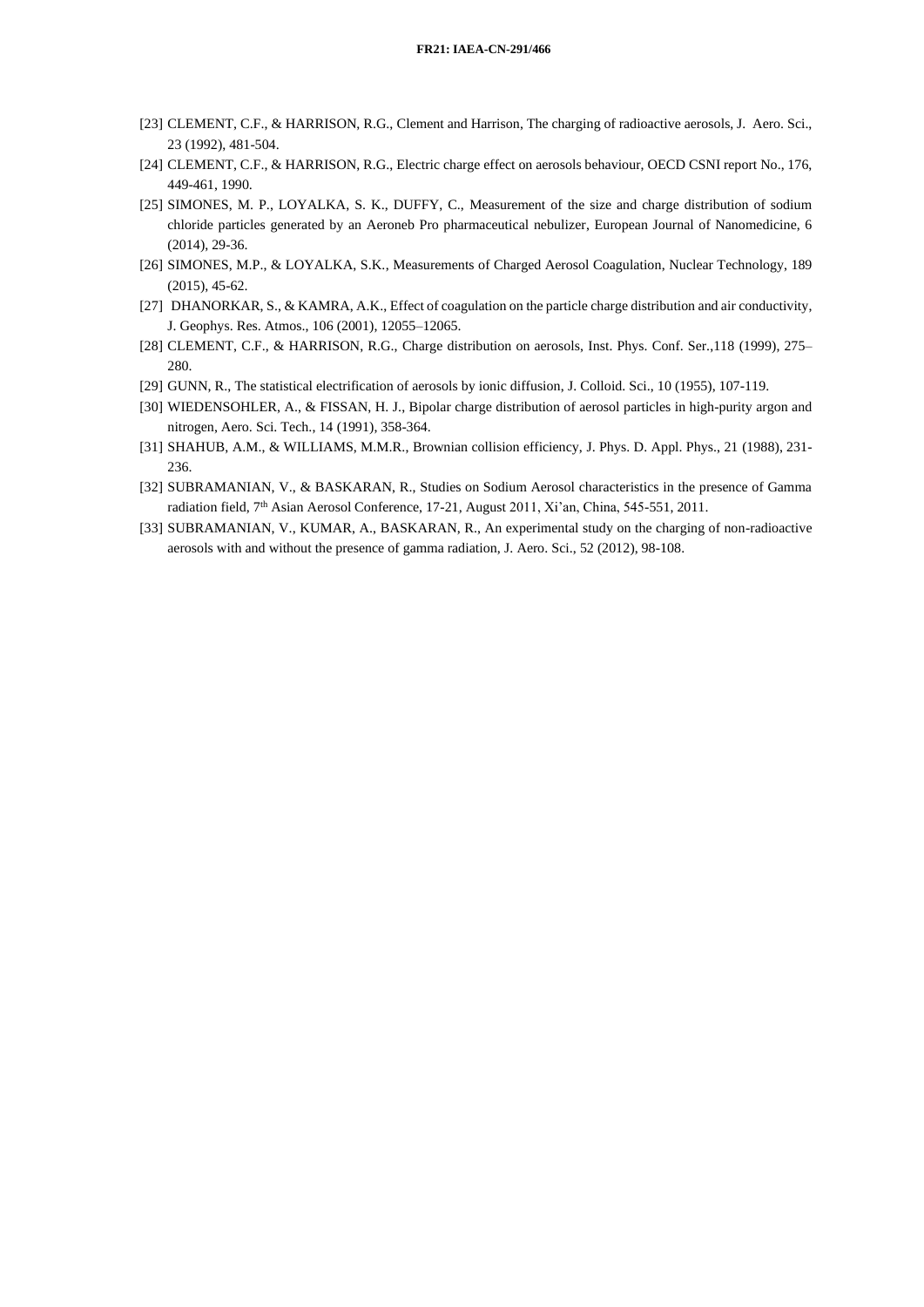[23] CLEMENT, C.F., & HARRISON, R.G., Clement and Harrison, The charging of radioactive aerosols, J. Aero. Sci., 23 (1992), 481-504.

[24] CLEMENT, C.F., & HARRISON, R.G., Electric charge effect on aerosols behaviour, OECD CSNI report No., 176, 449-461, 1990.

[25] SIMONES, M. P., LOYALKA, S. K., DUFFY, C., Measurement of the size and charge distribution of sodium chloride particles generated by an Aeroneb Pro pharmaceutical nebulizer, European Journal of Nanomedicine, 6 (2014), 29-36.

[26] SIMONES, M.P., & LOYALKA, S.K., Measurements of Charged Aerosol Coagulation, Nuclear Technology, 189 (2015), 45-62.

[27] DHANORKAR, S., & KAMRA, A.K., Effect of coagulation on the particle charge distribution and air conductivity, J. Geophys. Res. Atmos., 106 (2001), 12055–12065.

[28] CLEMENT, C.F., & HARRISON, R.G., Charge distribution on aerosols, Inst. Phys. Conf. Ser.,118 (1999), 275–280.

[29] GUNN, R., The statistical electrification of aerosols by ionic diffusion, J. Colloid. Sci., 10 (1955), 107-119.

[30] WIEDENSOHLER, A., & FISSAN, H. J., Bipolar charge distribution of aerosol particles in high-purity argon and nitrogen, Aero. Sci. Tech., 14 (1991), 358-364.

[31] SHAHUB, A.M., & WILLIAMS, M.M.R., Brownian collision efficiency, J. Phys. D. Appl. Phys., 21 (1988), 231-236.

[32] SUBRAMANIAN, V., & BASKARAN, R., Studies on Sodium Aerosol characteristics in the presence of Gamma radiation field, 7th Asian Aerosol Conference, 17-21, August 2011, Xi'an, China, 545-551, 2011.

[33] SUBRAMANIAN, V., KUMAR, A., BASKARAN, R., An experimental study on the charging of non-radioactive aerosols with and without the presence of gamma radiation, J. Aero. Sci., 52 (2012), 98-108.